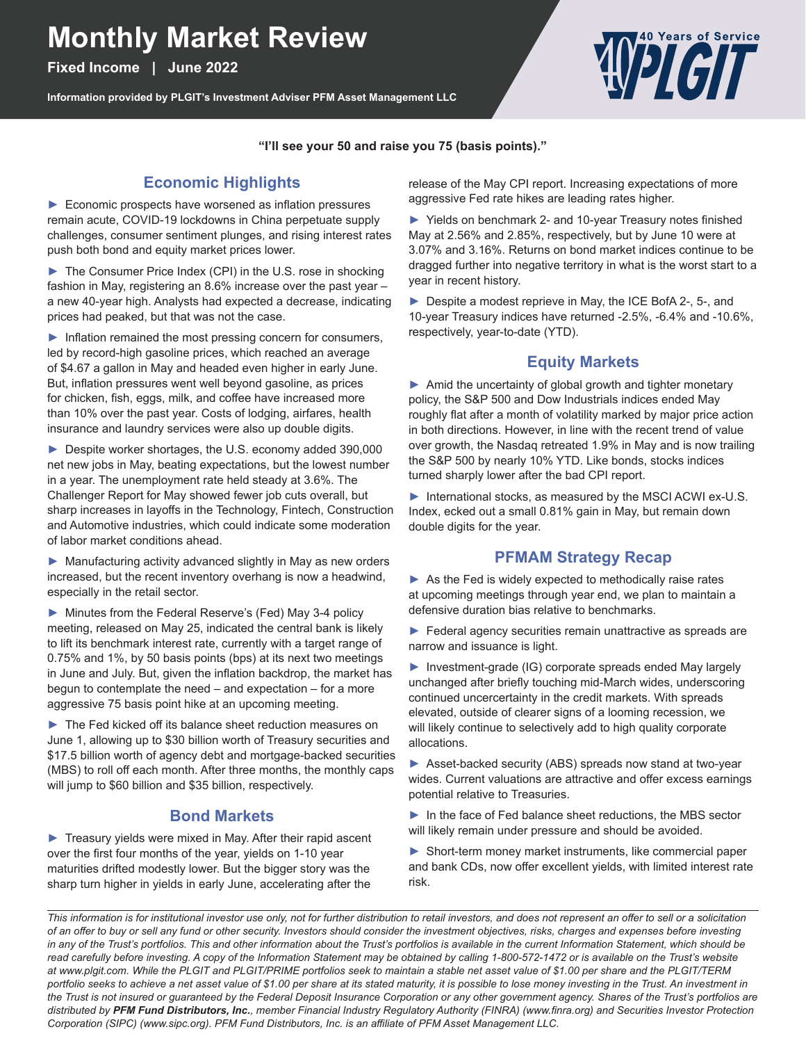# Monthly Market Review

**Fixed Income | June 2022**

**Information provided by PLGIT's Investment Adviser PFM Asset Management LLC**

40 Years of Service PLGIT

**"I'll see your 50 and raise you 75 (basis points)."**

## Economic Highlights

- Economic prospects have worsened as inflation pressures remain acute, COVID-19 lockdowns in China perpetuate supply challenges, consumer sentiment plunges, and rising interest rates push both bond and equity market prices lower.
- The Consumer Price Index (CPI) in the U.S. rose in shocking fashion in May, registering an 8.6% increase over the past year – a new 40-year high. Analysts had expected a decrease, indicating prices had peaked, but that was not the case.
- Inflation remained the most pressing concern for consumers, led by record-high gasoline prices, which reached an average of $4.67 a gallon in May and headed even higher in early June. But, inflation pressures went well beyond gasoline, as prices for chicken, fish, eggs, milk, and coffee have increased more than 10% over the past year. Costs of lodging, airfares, health insurance and laundry services were also up double digits.
- Despite worker shortages, the U.S. economy added 390,000 net new jobs in May, beating expectations, but the lowest number in a year. The unemployment rate held steady at 3.6%. The Challenger Report for May showed fewer job cuts overall, but sharp increases in layoffs in the Technology, Fintech, Construction and Automotive industries, which could indicate some moderation of labor market conditions ahead.
- Manufacturing activity advanced slightly in May as new orders increased, but the recent inventory overhang is now a headwind, especially in the retail sector.
- Minutes from the Federal Reserve's (Fed) May 3-4 policy meeting, released on May 25, indicated the central bank is likely to lift its benchmark interest rate, currently with a target range of 0.75% and 1%, by 50 basis points (bps) at its next two meetings in June and July. But, given the inflation backdrop, the market has begun to contemplate the need – and expectation – for a more aggressive 75 basis point hike at an upcoming meeting.
- The Fed kicked off its balance sheet reduction measures on June 1, allowing up to $30 billion worth of Treasury securities and $17.5 billion worth of agency debt and mortgage-backed securities (MBS) to roll off each month. After three months, the monthly caps will jump to $60 billion and $35 billion, respectively.

## Bond Markets

- Treasury yields were mixed in May. After their rapid ascent over the first four months of the year, yields on 1-10 year maturities drifted modestly lower. But the bigger story was the sharp turn higher in yields in early June, accelerating after the release of the May CPI report. Increasing expectations of more aggressive Fed rate hikes are leading rates higher.
- Yields on benchmark 2- and 10-year Treasury notes finished May at 2.56% and 2.85%, respectively, but by June 10 were at 3.07% and 3.16%. Returns on bond market indices continue to be dragged further into negative territory in what is the worst start to a year in recent history.
- Despite a modest reprieve in May, the ICE BofA 2-, 5-, and 10-year Treasury indices have returned -2.5%, -6.4% and -10.6%, respectively, year-to-date (YTD).

## Equity Markets

- Amid the uncertainty of global growth and tighter monetary policy, the S&P 500 and Dow Industrials indices ended May roughly flat after a month of volatility marked by major price action in both directions. However, in line with the recent trend of value over growth, the Nasdaq retreated 1.9% in May and is now trailing the S&P 500 by nearly 10% YTD. Like bonds, stocks indices turned sharply lower after the bad CPI report.
- International stocks, as measured by the MSCI ACWI ex-U.S. Index, ecked out a small 0.81% gain in May, but remain down double digits for the year.

## PFMAM Strategy Recap

- As the Fed is widely expected to methodically raise rates at upcoming meetings through year end, we plan to maintain a defensive duration bias relative to benchmarks.
- Federal agency securities remain unattractive as spreads are narrow and issuance is light.
- Investment-grade (IG) corporate spreads ended May largely unchanged after briefly touching mid-March wides, underscoring continued uncercertainty in the credit markets. With spreads elevated, outside of clearer signs of a looming recession, we will likely continue to selectively add to high quality corporate allocations.
- Asset-backed security (ABS) spreads now stand at two-year wides. Current valuations are attractive and offer excess earnings potential relative to Treasuries.
- In the face of Fed balance sheet reductions, the MBS sector will likely remain under pressure and should be avoided.
- Short-term money market instruments, like commercial paper and bank CDs, now offer excellent yields, with limited interest rate risk.

---

*This information is for institutional investor use only, not for further distribution to retail investors, and does not represent an offer to sell or a solicitation of an offer to buy or sell any fund or other security. Investors should consider the investment objectives, risks, charges and expenses before investing in any of the Trust's portfolios. This and other information about the Trust's portfolios is available in the current Information Statement, which should be read carefully before investing. A copy of the Information Statement may be obtained by calling 1-800-572-1472 or is available on the Trust's website at www.plgit.com. While the PLGIT and PLGIT/PRIME portfolios seek to maintain a stable net asset value of $1.00 per share and the PLGIT/TERM portfolio seeks to achieve a net asset value of $1.00 per share at its stated maturity, it is possible to lose money investing in the Trust. An investment in the Trust is not insured or guaranteed by the Federal Deposit Insurance Corporation or any other government agency. Shares of the Trust's portfolios are distributed by **PFM Fund Distributors, Inc.**, member Financial Industry Regulatory Authority (FINRA) (www.finra.org) and Securities Investor Protection Corporation (SIPC) (www.sipc.org). PFM Fund Distributors, Inc. is an affiliate of PFM Asset Management LLC.*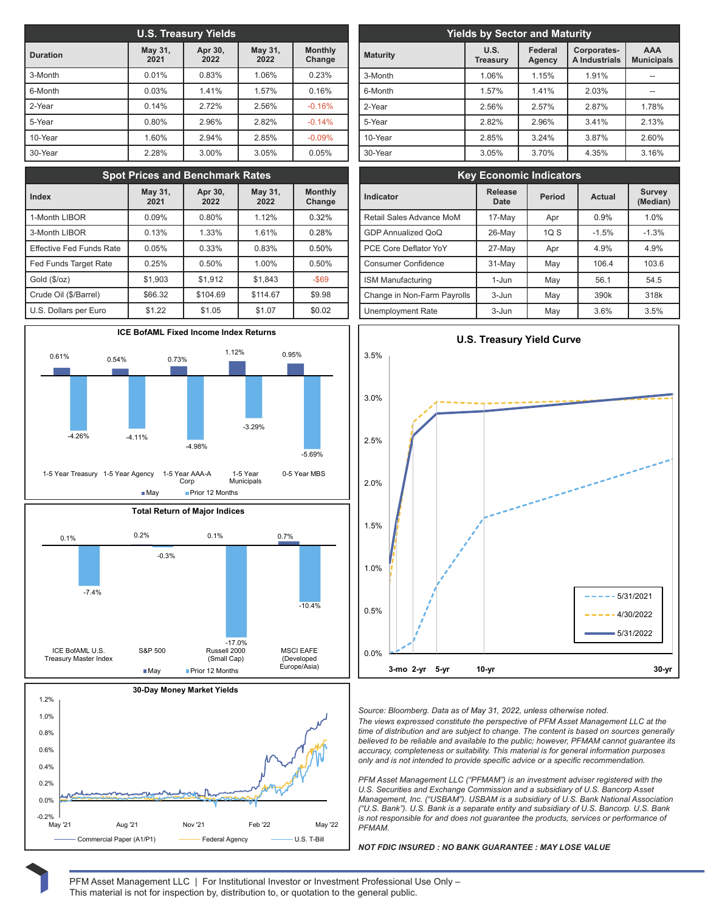## U.S. Treasury Yields

| Duration | May 31, 2021 | Apr 30, 2022 | May 31, 2022 | Monthly Change |
|---|---|---|---|---|
| 3-Month | 0.01% | 0.83% | 1.06% | 0.23% |
| 6-Month | 0.03% | 1.41% | 1.57% | 0.16% |
| 2-Year | 0.14% | 2.72% | 2.56% | -0.16% |
| 5-Year | 0.80% | 2.96% | 2.82% | -0.14% |
| 10-Year | 1.60% | 2.94% | 2.85% | -0.09% |
| 30-Year | 2.28% | 3.00% | 3.05% | 0.05% |

## Yields by Sector and Maturity

| Maturity | U.S. Treasury | Federal Agency | Corporates-A Industrials | AAA Municipals |
|---|---|---|---|---|
| 3-Month | 1.06% | 1.15% | 1.91% | -- |
| 6-Month | 1.57% | 1.41% | 2.03% | -- |
| 2-Year | 2.56% | 2.57% | 2.87% | 1.78% |
| 5-Year | 2.82% | 2.96% | 3.41% | 2.13% |
| 10-Year | 2.85% | 3.24% | 3.87% | 2.60% |
| 30-Year | 3.05% | 3.70% | 4.35% | 3.16% |

## Spot Prices and Benchmark Rates

| Index | May 31, 2021 | Apr 30, 2022 | May 31, 2022 | Monthly Change |
|---|---|---|---|---|
| 1-Month LIBOR | 0.09% | 0.80% | 1.12% | 0.32% |
| 3-Month LIBOR | 0.13% | 1.33% | 1.61% | 0.28% |
| Effective Fed Funds Rate | 0.05% | 0.33% | 0.83% | 0.50% |
| Fed Funds Target Rate | 0.25% | 0.50% | 1.00% | 0.50% |
| Gold ($/oz) | $1,903 | $1,912 | $1,843 | -$69 |
| Crude Oil ($/Barrel) | $66.32 | $104.69 | $114.67 | $9.98 |
| U.S. Dollars per Euro | $1.22 | $1.05 | $1.07 | $0.02 |

## Key Economic Indicators

| Indicator | Release Date | Period | Actual | Survey (Median) |
|---|---|---|---|---|
| Retail Sales Advance MoM | 17-May | Apr | 0.9% | 1.0% |
| GDP Annualized QoQ | 26-May | 1Q S | -1.5% | -1.3% |
| PCE Core Deflator YoY | 27-May | Apr | 4.9% | 4.9% |
| Consumer Confidence | 31-May | May | 106.4 | 103.6 |
| ISM Manufacturing | 1-Jun | May | 56.1 | 54.5 |
| Change in Non-Farm Payrolls | 3-Jun | May | 390k | 318k |
| Unemployment Rate | 3-Jun | May | 3.6% | 3.5% |

**ICE BofAML Fixed Income Index Returns**

0.61% -4.26% 1-5 Year Treasury
0.54% -4.11% 1-5 Year Agency
0.73% -4.98% 1-5 Year AAA-A Corp
1.12% -3.29% 1-5 Year Municipals
0.95% -5.69% 0-5 Year MBS

May | Prior 12 Months

**U.S. Treasury Yield Curve**

3.5% 3.0% 2.5% 2.0% 1.5% 1.0% 0.5% 0.0%

3-mo 2-yr 5-yr 10-yr 30-yr

5/31/2021
4/30/2022
5/31/2022

**Total Return of Major Indices**

0.1% -7.4% ICE BofAML U.S. Treasury Master Index
0.2% -0.3% S&P 500
0.1% -17.0% Russell 2000 (Small Cap)
0.7% -10.4% MSCI EAFE (Developed Europe/Asia)

May | Prior 12 Months

**30-Day Money Market Yields**

1.2% 1.0% 0.8% 0.6% 0.4% 0.2% 0.0% -0.2%

May '21 Aug '21 Nov '21 Feb '22 May '22

Commercial Paper (A1/P1) | Federal Agency | U.S. T-Bill

*Source: Bloomberg. Data as of May 31, 2022, unless otherwise noted.*

*The views expressed constitute the perspective of PFM Asset Management LLC at the time of distribution and are subject to change. The content is based on sources generally believed to be reliable and available to the public; however, PFMAM cannot guarantee its accuracy, completeness or suitability. This material is for general information purposes only and is not intended to provide specific advice or a specific recommendation.*

*PFM Asset Management LLC ("PFMAM") is an investment adviser registered with the U.S. Securities and Exchange Commission and a subsidiary of U.S. Bancorp Asset Management, Inc. ("USBAM"). USBAM is a subsidiary of U.S. Bank National Association ("U.S. Bank"). U.S. Bank is a separate entity and subsidiary of U.S. Bancorp. U.S. Bank is not responsible for and does not guarantee the products, services or performance of PFMAM.*

***NOT FDIC INSURED : NO BANK GUARANTEE : MAY LOSE VALUE***

PFM Asset Management LLC | For Institutional Investor or Investment Professional Use Only – This material is not for inspection by, distribution to, or quotation to the general public.